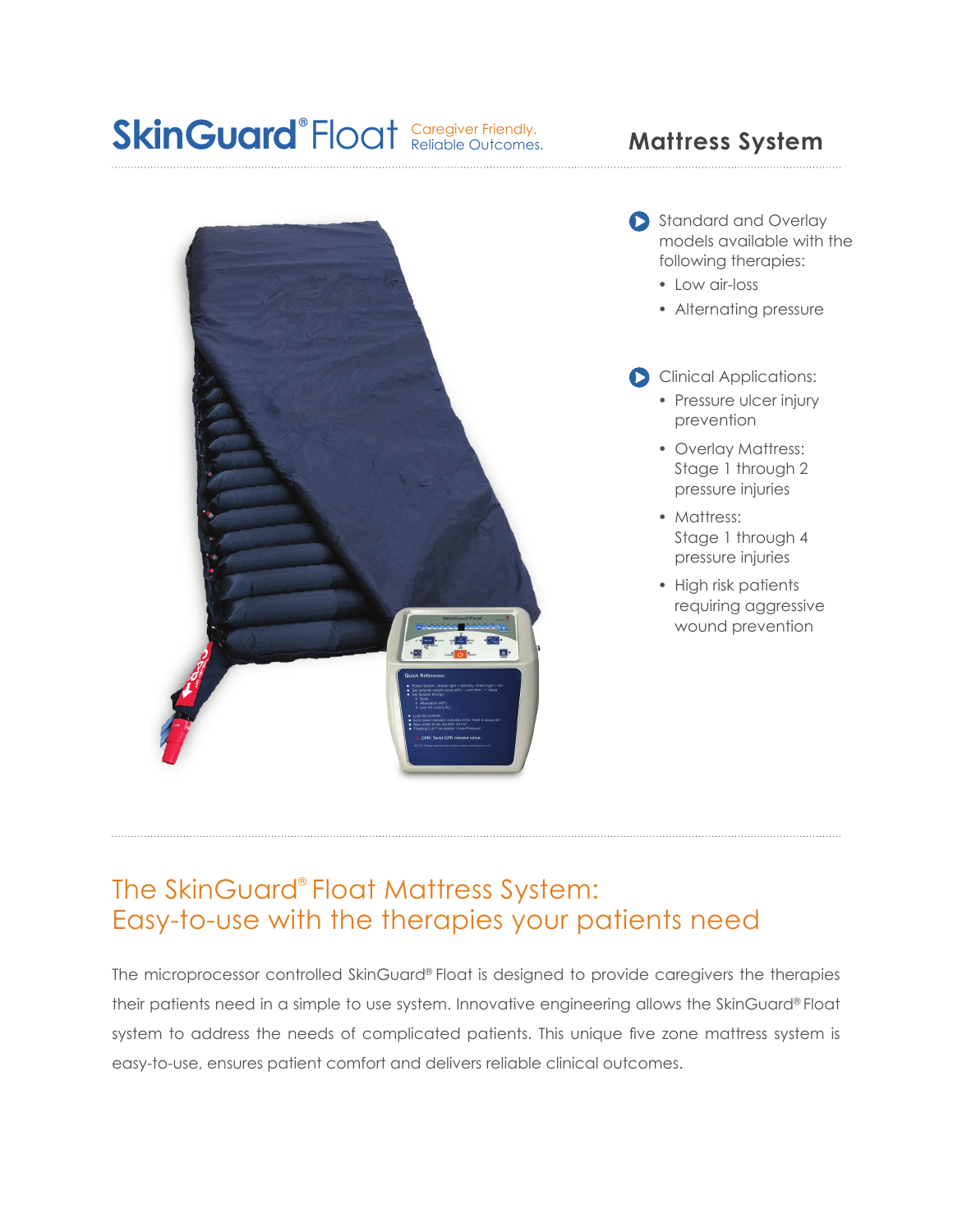# SkinGuard® Float

Caregiver Friendly.
Reliable Outcomes.

## Mattress System

- Standard and Overlay models available with the following therapies:
  - Low air-loss
  - Alternating pressure

- Clinical Applications:
  - Pressure ulcer injury prevention
  - Overlay Mattress: Stage 1 through 2 pressure injuries
  - Mattress: Stage 1 through 4 pressure injuries
  - High risk patients requiring aggressive wound prevention

## The SkinGuard® Float Mattress System: Easy-to-use with the therapies your patients need

The microprocessor controlled SkinGuard® Float is designed to provide caregivers the therapies their patients need in a simple to use system. Innovative engineering allows the SkinGuard® Float system to address the needs of complicated patients. This unique five zone mattress system is easy-to-use, ensures patient comfort and delivers reliable clinical outcomes.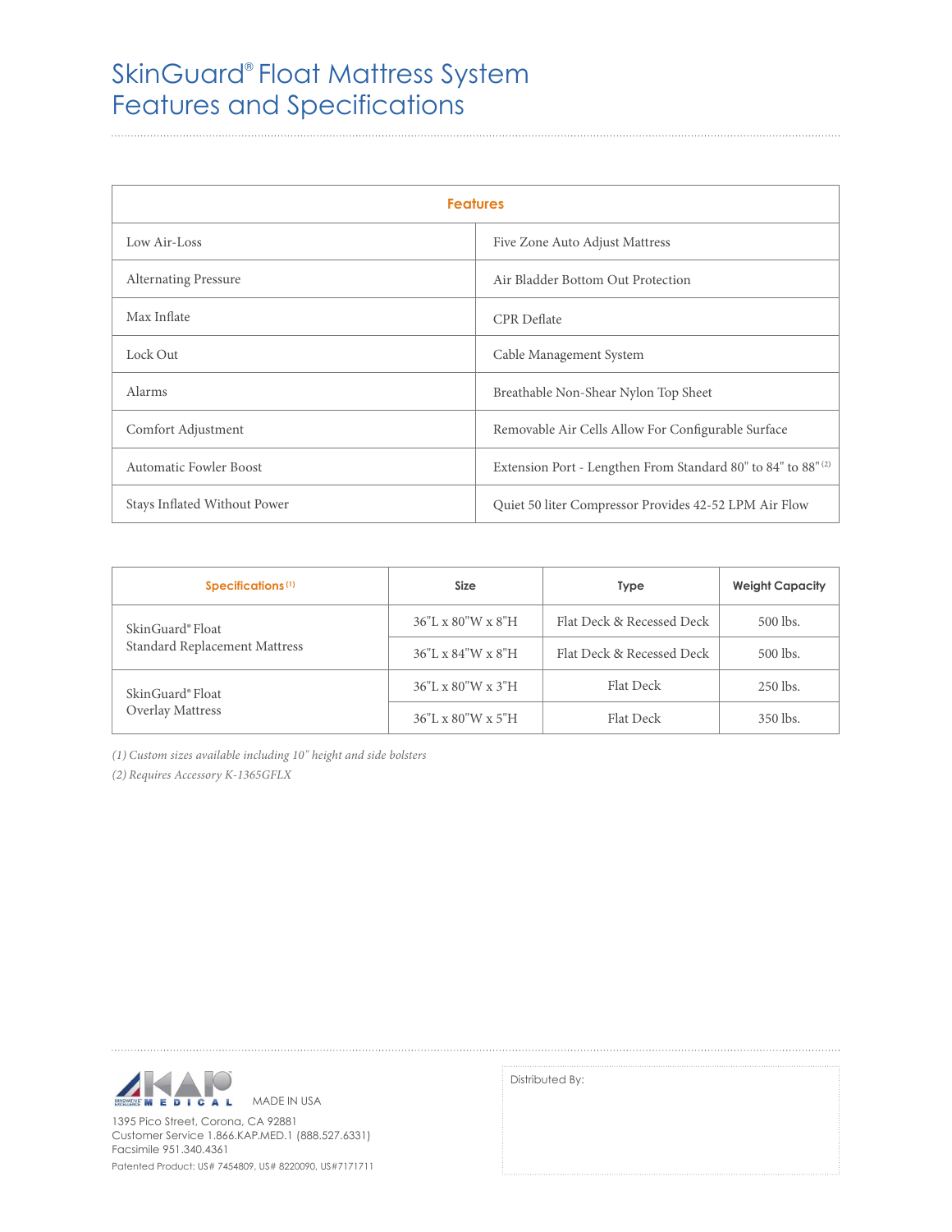# SkinGuard® Float Mattress System Features and Specifications

| Features | |
|---|---|
| Low Air-Loss | Five Zone Auto Adjust Mattress |
| Alternating Pressure | Air Bladder Bottom Out Protection |
| Max Inflate | CPR Deflate |
| Lock Out | Cable Management System |
| Alarms | Breathable Non-Shear Nylon Top Sheet |
| Comfort Adjustment | Removable Air Cells Allow For Configurable Surface |
| Automatic Fowler Boost | Extension Port - Lengthen From Standard 80" to 84" to 88" (2) |
| Stays Inflated Without Power | Quiet 50 liter Compressor Provides 42-52 LPM Air Flow |

| Specifications (1) | Size | Type | Weight Capacity |
|---|---|---|---|
| SkinGuard® Float Standard Replacement Mattress | 36"L x 80"W x 8"H | Flat Deck & Recessed Deck | 500 lbs. |
| | 36"L x 84"W x 8"H | Flat Deck & Recessed Deck | 500 lbs. |
| SkinGuard® Float Overlay Mattress | 36"L x 80"W x 3"H | Flat Deck | 250 lbs. |
| | 36"L x 80"W x 5"H | Flat Deck | 350 lbs. |

*(1) Custom sizes available including 10" height and side bolsters*

*(2) Requires Accessory K-1365GFLX*

KAP MEDICAL MADE IN USA

1395 Pico Street, Corona, CA 92881
Customer Service 1.866.KAP.MED.1 (888.527.6331)
Facsimile 951.340.4361
Patented Product: US# 7454809, US# 8220090, US#7171711

Distributed By: